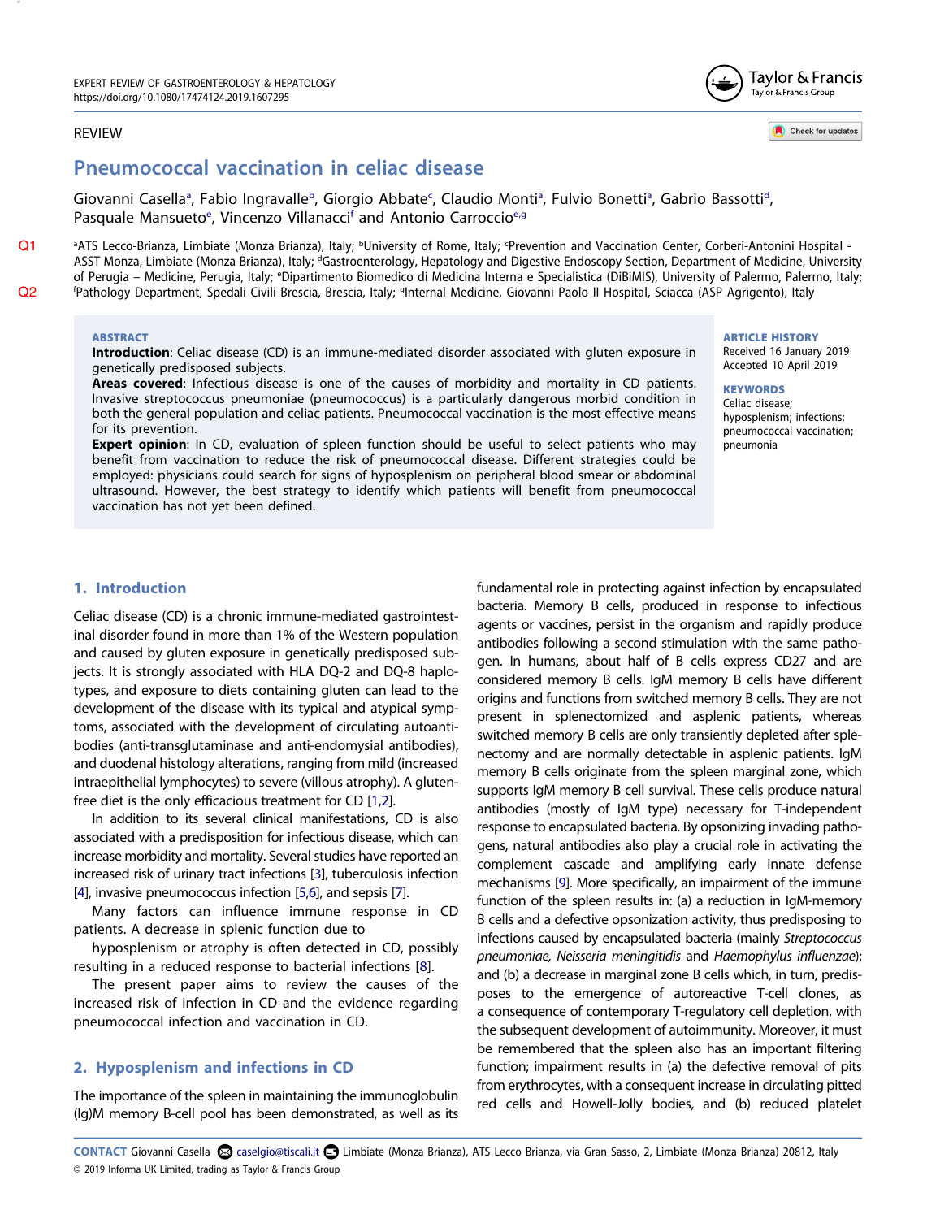REVIEW

# Pneumococcal vaccination in celiac disease

Giovanni Casella[a], Fabio Ingravalle[b], Giorgio Abbate[c], Claudio Monti[a], Fulvio Bonetti[a], Gabrio Bassotti[d], Pasquale Mansueto[e], Vincenzo Villanacci[f] and Antonio Carroccio[e,g]

[a]ATS Lecco-Brianza, Limbiate (Monza Brianza), Italy; [b]University of Rome, Italy; [c]Prevention and Vaccination Center, Corberi-Antonini Hospital - ASST Monza, Limbiate (Monza Brianza), Italy; [d]Gastroenterology, Hepatology and Digestive Endoscopy Section, Department of Medicine, University of Perugia – Medicine, Perugia, Italy; [e]Dipartimento Biomedico di Medicina Interna e Specialistica (DiBiMIS), University of Palermo, Palermo, Italy; [f]Pathology Department, Spedali Civili Brescia, Brescia, Italy; [g]Internal Medicine, Giovanni Paolo II Hospital, Sciacca (ASP Agrigento), Italy

## ABSTRACT

**Introduction**: Celiac disease (CD) is an immune-mediated disorder associated with gluten exposure in genetically predisposed subjects.

**Areas covered**: Infectious disease is one of the causes of morbidity and mortality in CD patients. Invasive streptococcus pneumoniae (pneumococcus) is a particularly dangerous morbid condition in both the general population and celiac patients. Pneumococcal vaccination is the most effective means for its prevention.

**Expert opinion**: In CD, evaluation of spleen function should be useful to select patients who may benefit from vaccination to reduce the risk of pneumococcal disease. Different strategies could be employed: physicians could search for signs of hyposplenism on peripheral blood smear or abdominal ultrasound. However, the best strategy to identify which patients will benefit from pneumococcal vaccination has not yet been defined.

**ARTICLE HISTORY**
Received 16 January 2019
Accepted 10 April 2019

**KEYWORDS**
Celiac disease; hyposplenism; infections; pneumococcal vaccination; pneumonia

## 1. Introduction

Celiac disease (CD) is a chronic immune-mediated gastrointestinal disorder found in more than 1% of the Western population and caused by gluten exposure in genetically predisposed subjects. It is strongly associated with HLA DQ-2 and DQ-8 haplotypes, and exposure to diets containing gluten can lead to the development of the disease with its typical and atypical symptoms, associated with the development of circulating autoantibodies (anti-transglutaminase and anti-endomysial antibodies), and duodenal histology alterations, ranging from mild (increased intraepithelial lymphocytes) to severe (villous atrophy). A gluten-free diet is the only efficacious treatment for CD [1,2].

In addition to its several clinical manifestations, CD is also associated with a predisposition for infectious disease, which can increase morbidity and mortality. Several studies have reported an increased risk of urinary tract infections [3], tuberculosis infection [4], invasive pneumococcus infection [5,6], and sepsis [7].

Many factors can influence immune response in CD patients. A decrease in splenic function due to hyposplenism or atrophy is often detected in CD, possibly resulting in a reduced response to bacterial infections [8].

The present paper aims to review the causes of the increased risk of infection in CD and the evidence regarding pneumococcal infection and vaccination in CD.

## 2. Hyposplenism and infections in CD

The importance of the spleen in maintaining the immunoglobulin (Ig)M memory B-cell pool has been demonstrated, as well as its fundamental role in protecting against infection by encapsulated bacteria. Memory B cells, produced in response to infectious agents or vaccines, persist in the organism and rapidly produce antibodies following a second stimulation with the same pathogen. In humans, about half of B cells express CD27 and are considered memory B cells. IgM memory B cells have different origins and functions from switched memory B cells. They are not present in splenectomized and asplenic patients, whereas switched memory B cells are only transiently depleted after splenectomy and are normally detectable in asplenic patients. IgM memory B cells originate from the spleen marginal zone, which supports IgM memory B cell survival. These cells produce natural antibodies (mostly of IgM type) necessary for T-independent response to encapsulated bacteria. By opsonizing invading pathogens, natural antibodies also play a crucial role in activating the complement cascade and amplifying early innate defense mechanisms [9]. More specifically, an impairment of the immune function of the spleen results in: (a) a reduction in IgM-memory B cells and a defective opsonization activity, thus predisposing to infections caused by encapsulated bacteria (mainly *Streptococcus pneumoniae*, *Neisseria meningitidis* and *Haemophylus influenzae*); and (b) a decrease in marginal zone B cells which, in turn, predisposes to the emergence of autoreactive T-cell clones, as a consequence of contemporary T-regulatory cell depletion, with the subsequent development of autoimmunity. Moreover, it must be remembered that the spleen also has an important filtering function; impairment results in (a) the defective removal of pits from erythrocytes, with a consequent increase in circulating pitted red cells and Howell-Jolly bodies, and (b) reduced platelet

**CONTACT** Giovanni Casella caselgio@tiscali.it Limbiate (Monza Brianza), ATS Lecco Brianza, via Gran Sasso, 2, Limbiate (Monza Brianza) 20812, Italy

© 2019 Informa UK Limited, trading as Taylor & Francis Group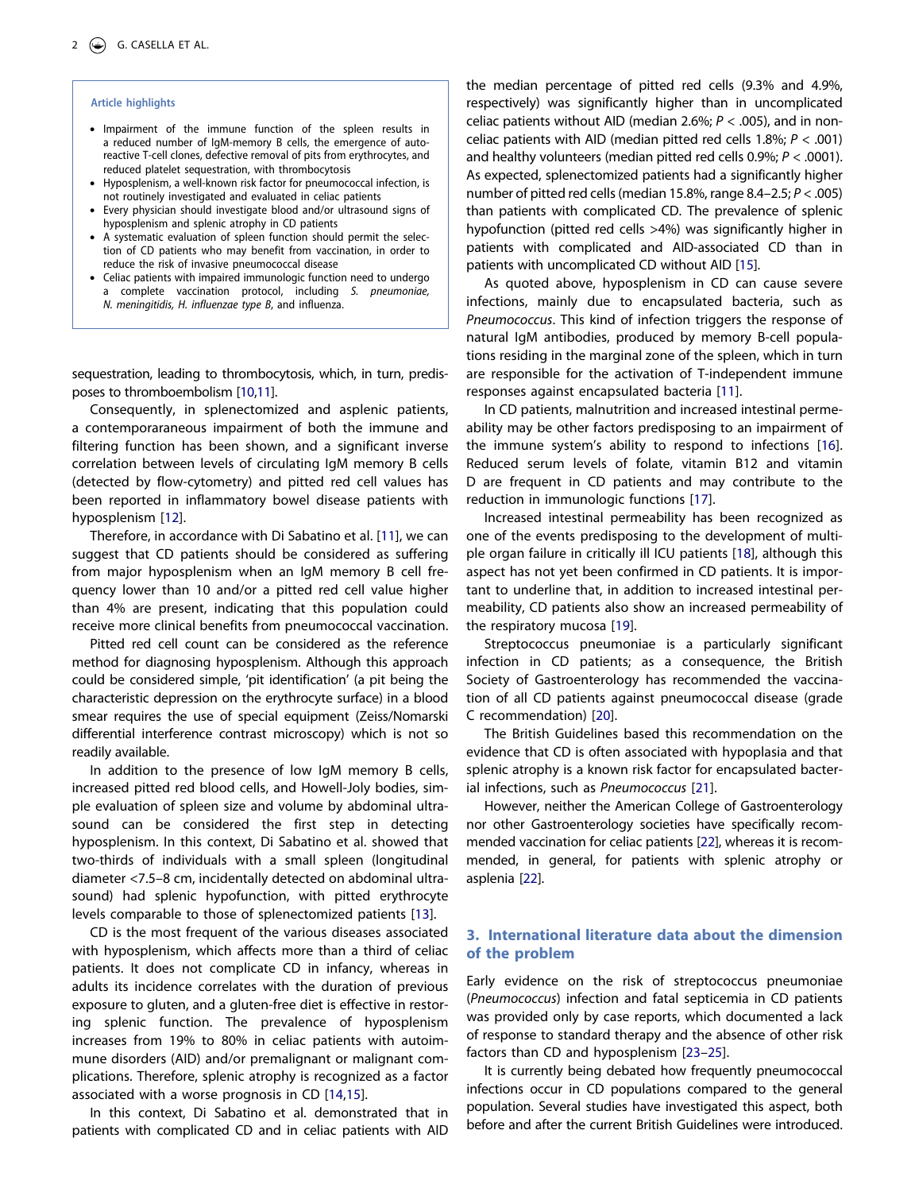**Article highlights**

- Impairment of the immune function of the spleen results in a reduced number of IgM-memory B cells, the emergence of auto-reactive T-cell clones, defective removal of pits from erythrocytes, and reduced platelet sequestration, with thrombocytosis
- Hyposplenism, a well-known risk factor for pneumococcal infection, is not routinely investigated and evaluated in celiac patients
- Every physician should investigate blood and/or ultrasound signs of hyposplenism and splenic atrophy in CD patients
- A systematic evaluation of spleen function should permit the selection of CD patients who may benefit from vaccination, in order to reduce the risk of invasive pneumococcal disease
- Celiac patients with impaired immunologic function need to undergo a complete vaccination protocol, including *S. pneumoniae, N. meningitidis, H. influenzae type B*, and influenza.

sequestration, leading to thrombocytosis, which, in turn, predisposes to thromboembolism [10,11].

Consequently, in splenectomized and asplenic patients, a contemporaraneous impairment of both the immune and filtering function has been shown, and a significant inverse correlation between levels of circulating IgM memory B cells (detected by flow-cytometry) and pitted red cell values has been reported in inflammatory bowel disease patients with hyposplenism [12].

Therefore, in accordance with Di Sabatino et al. [11], we can suggest that CD patients should be considered as suffering from major hyposplenism when an IgM memory B cell frequency lower than 10 and/or a pitted red cell value higher than 4% are present, indicating that this population could receive more clinical benefits from pneumococcal vaccination.

Pitted red cell count can be considered as the reference method for diagnosing hyposplenism. Although this approach could be considered simple, 'pit identification' (a pit being the characteristic depression on the erythrocyte surface) in a blood smear requires the use of special equipment (Zeiss/Nomarski differential interference contrast microscopy) which is not so readily available.

In addition to the presence of low IgM memory B cells, increased pitted red blood cells, and Howell-Joly bodies, simple evaluation of spleen size and volume by abdominal ultrasound can be considered the first step in detecting hyposplenism. In this context, Di Sabatino et al. showed that two-thirds of individuals with a small spleen (longitudinal diameter <7.5–8 cm, incidentally detected on abdominal ultrasound) had splenic hypofunction, with pitted erythrocyte levels comparable to those of splenectomized patients [13].

CD is the most frequent of the various diseases associated with hyposplenism, which affects more than a third of celiac patients. It does not complicate CD in infancy, whereas in adults its incidence correlates with the duration of previous exposure to gluten, and a gluten-free diet is effective in restoring splenic function. The prevalence of hyposplenism increases from 19% to 80% in celiac patients with autoimmune disorders (AID) and/or premalignant or malignant complications. Therefore, splenic atrophy is recognized as a factor associated with a worse prognosis in CD [14,15].

In this context, Di Sabatino et al. demonstrated that in patients with complicated CD and in celiac patients with AID the median percentage of pitted red cells (9.3% and 4.9%, respectively) was significantly higher than in uncomplicated celiac patients without AID (median 2.6%; $P < .005$), and in non-celiac patients with AID (median pitted red cells 1.8%; $P < .001$) and healthy volunteers (median pitted red cells 0.9%; $P < .0001$). As expected, splenectomized patients had a significantly higher number of pitted red cells (median 15.8%, range 8.4–2.5; $P < .005$) than patients with complicated CD. The prevalence of splenic hypofunction (pitted red cells >4%) was significantly higher in patients with complicated and AID-associated CD than in patients with uncomplicated CD without AID [15].

As quoted above, hyposplenism in CD can cause severe infections, mainly due to encapsulated bacteria, such as *Pneumococcus*. This kind of infection triggers the response of natural IgM antibodies, produced by memory B-cell populations residing in the marginal zone of the spleen, which in turn are responsible for the activation of T-independent immune responses against encapsulated bacteria [11].

In CD patients, malnutrition and increased intestinal permeability may be other factors predisposing to an impairment of the immune system's ability to respond to infections [16]. Reduced serum levels of folate, vitamin B12 and vitamin D are frequent in CD patients and may contribute to the reduction in immunologic functions [17].

Increased intestinal permeability has been recognized as one of the events predisposing to the development of multiple organ failure in critically ill ICU patients [18], although this aspect has not yet been confirmed in CD patients. It is important to underline that, in addition to increased intestinal permeability, CD patients also show an increased permeability of the respiratory mucosa [19].

Streptococcus pneumoniae is a particularly significant infection in CD patients; as a consequence, the British Society of Gastroenterology has recommended the vaccination of all CD patients against pneumococcal disease (grade C recommendation) [20].

The British Guidelines based this recommendation on the evidence that CD is often associated with hypoplasia and that splenic atrophy is a known risk factor for encapsulated bacterial infections, such as *Pneumococcus* [21].

However, neither the American College of Gastroenterology nor other Gastroenterology societies have specifically recommended vaccination for celiac patients [22], whereas it is recommended, in general, for patients with splenic atrophy or asplenia [22].

## 3. International literature data about the dimension of the problem

Early evidence on the risk of streptococcus pneumoniae (*Pneumococcus*) infection and fatal septicemia in CD patients was provided only by case reports, which documented a lack of response to standard therapy and the absence of other risk factors than CD and hyposplenism [23–25].

It is currently being debated how frequently pneumococcal infections occur in CD populations compared to the general population. Several studies have investigated this aspect, both before and after the current British Guidelines were introduced.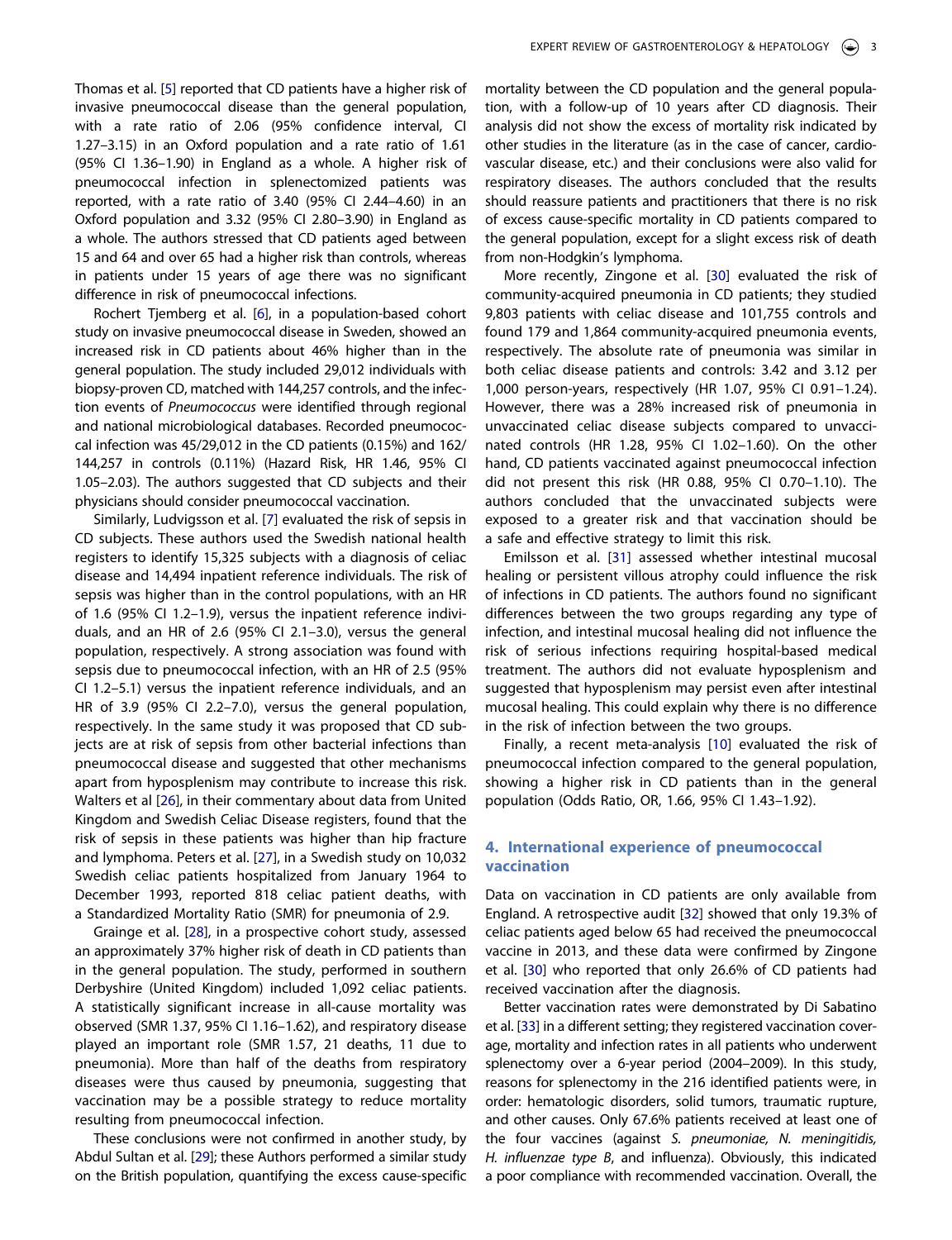Thomas et al. [5] reported that CD patients have a higher risk of invasive pneumococcal disease than the general population, with a rate ratio of 2.06 (95% confidence interval, CI 1.27–3.15) in an Oxford population and a rate ratio of 1.61 (95% CI 1.36–1.90) in England as a whole. A higher risk of pneumococcal infection in splenectomized patients was reported, with a rate ratio of 3.40 (95% CI 2.44–4.60) in an Oxford population and 3.32 (95% CI 2.80–3.90) in England as a whole. The authors stressed that CD patients aged between 15 and 64 and over 65 had a higher risk than controls, whereas in patients under 15 years of age there was no significant difference in risk of pneumococcal infections.

Rochert Tjemberg et al. [6], in a population-based cohort study on invasive pneumococcal disease in Sweden, showed an increased risk in CD patients about 46% higher than in the general population. The study included 29,012 individuals with biopsy-proven CD, matched with 144,257 controls, and the infection events of *Pneumococcus* were identified through regional and national microbiological databases. Recorded pneumococcal infection was 45/29,012 in the CD patients (0.15%) and 162/144,257 in controls (0.11%) (Hazard Risk, HR 1.46, 95% CI 1.05–2.03). The authors suggested that CD subjects and their physicians should consider pneumococcal vaccination.

Similarly, Ludvigsson et al. [7] evaluated the risk of sepsis in CD subjects. These authors used the Swedish national health registers to identify 15,325 subjects with a diagnosis of celiac disease and 14,494 inpatient reference individuals. The risk of sepsis was higher than in the control populations, with an HR of 1.6 (95% CI 1.2–1.9), versus the inpatient reference individuals, and an HR of 2.6 (95% CI 2.1–3.0), versus the general population, respectively. A strong association was found with sepsis due to pneumococcal infection, with an HR of 2.5 (95% CI 1.2–5.1) versus the inpatient reference individuals, and an HR of 3.9 (95% CI 2.2–7.0), versus the general population, respectively. In the same study it was proposed that CD subjects are at risk of sepsis from other bacterial infections than pneumococcal disease and suggested that other mechanisms apart from hyposplenism may contribute to increase this risk. Walters et al [26], in their commentary about data from United Kingdom and Swedish Celiac Disease registers, found that the risk of sepsis in these patients was higher than hip fracture and lymphoma. Peters et al. [27], in a Swedish study on 10,032 Swedish celiac patients hospitalized from January 1964 to December 1993, reported 818 celiac patient deaths, with a Standardized Mortality Ratio (SMR) for pneumonia of 2.9.

Grainge et al. [28], in a prospective cohort study, assessed an approximately 37% higher risk of death in CD patients than in the general population. The study, performed in southern Derbyshire (United Kingdom) included 1,092 celiac patients. A statistically significant increase in all-cause mortality was observed (SMR 1.37, 95% CI 1.16–1.62), and respiratory disease played an important role (SMR 1.57, 21 deaths, 11 due to pneumonia). More than half of the deaths from respiratory diseases were thus caused by pneumonia, suggesting that vaccination may be a possible strategy to reduce mortality resulting from pneumococcal infection.

These conclusions were not confirmed in another study, by Abdul Sultan et al. [29]; these Authors performed a similar study on the British population, quantifying the excess cause-specific mortality between the CD population and the general population, with a follow-up of 10 years after CD diagnosis. Their analysis did not show the excess of mortality risk indicated by other studies in the literature (as in the case of cancer, cardiovascular disease, etc.) and their conclusions were also valid for respiratory diseases. The authors concluded that the results should reassure patients and practitioners that there is no risk of excess cause-specific mortality in CD patients compared to the general population, except for a slight excess risk of death from non-Hodgkin's lymphoma.

More recently, Zingone et al. [30] evaluated the risk of community-acquired pneumonia in CD patients; they studied 9,803 patients with celiac disease and 101,755 controls and found 179 and 1,864 community-acquired pneumonia events, respectively. The absolute rate of pneumonia was similar in both celiac disease patients and controls: 3.42 and 3.12 per 1,000 person-years, respectively (HR 1.07, 95% CI 0.91–1.24). However, there was a 28% increased risk of pneumonia in unvaccinated celiac disease subjects compared to unvaccinated controls (HR 1.28, 95% CI 1.02–1.60). On the other hand, CD patients vaccinated against pneumococcal infection did not present this risk (HR 0.88, 95% CI 0.70–1.10). The authors concluded that the unvaccinated subjects were exposed to a greater risk and that vaccination should be a safe and effective strategy to limit this risk.

Emilsson et al. [31] assessed whether intestinal mucosal healing or persistent villous atrophy could influence the risk of infections in CD patients. The authors found no significant differences between the two groups regarding any type of infection, and intestinal mucosal healing did not influence the risk of serious infections requiring hospital-based medical treatment. The authors did not evaluate hyposplenism and suggested that hyposplenism may persist even after intestinal mucosal healing. This could explain why there is no difference in the risk of infection between the two groups.

Finally, a recent meta-analysis [10] evaluated the risk of pneumococcal infection compared to the general population, showing a higher risk in CD patients than in the general population (Odds Ratio, OR, 1.66, 95% CI 1.43–1.92).

## 4. International experience of pneumococcal vaccination

Data on vaccination in CD patients are only available from England. A retrospective audit [32] showed that only 19.3% of celiac patients aged below 65 had received the pneumococcal vaccine in 2013, and these data were confirmed by Zingone et al. [30] who reported that only 26.6% of CD patients had received vaccination after the diagnosis.

Better vaccination rates were demonstrated by Di Sabatino et al. [33] in a different setting; they registered vaccination coverage, mortality and infection rates in all patients who underwent splenectomy over a 6-year period (2004–2009). In this study, reasons for splenectomy in the 216 identified patients were, in order: hematologic disorders, solid tumors, traumatic rupture, and other causes. Only 67.6% patients received at least one of the four vaccines (against *S. pneumoniae, N. meningitidis, H. influenzae type B*, and influenza). Obviously, this indicated a poor compliance with recommended vaccination. Overall, the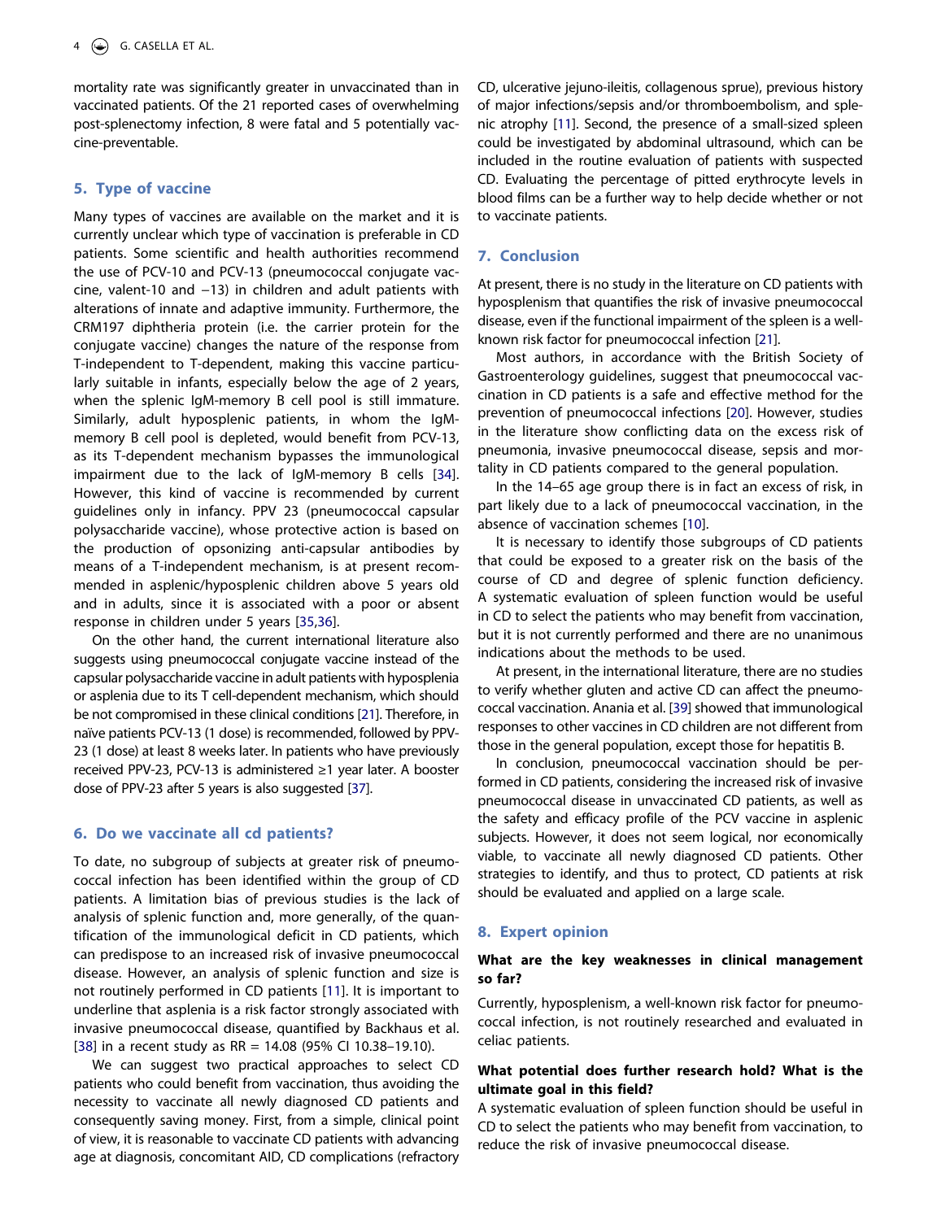mortality rate was significantly greater in unvaccinated than in vaccinated patients. Of the 21 reported cases of overwhelming post-splenectomy infection, 8 were fatal and 5 potentially vaccine-preventable.

## 5. Type of vaccine

Many types of vaccines are available on the market and it is currently unclear which type of vaccination is preferable in CD patients. Some scientific and health authorities recommend the use of PCV-10 and PCV-13 (pneumococcal conjugate vaccine, valent-10 and −13) in children and adult patients with alterations of innate and adaptive immunity. Furthermore, the CRM197 diphtheria protein (i.e. the carrier protein for the conjugate vaccine) changes the nature of the response from T-independent to T-dependent, making this vaccine particularly suitable in infants, especially below the age of 2 years, when the splenic IgM-memory B cell pool is still immature. Similarly, adult hyposplenic patients, in whom the IgM-memory B cell pool is depleted, would benefit from PCV-13, as its T-dependent mechanism bypasses the immunological impairment due to the lack of IgM-memory B cells [34]. However, this kind of vaccine is recommended by current guidelines only in infancy. PPV 23 (pneumococcal capsular polysaccharide vaccine), whose protective action is based on the production of opsonizing anti-capsular antibodies by means of a T-independent mechanism, is at present recommended in asplenic/hyposplenic children above 5 years old and in adults, since it is associated with a poor or absent response in children under 5 years [35,36].

On the other hand, the current international literature also suggests using pneumococcal conjugate vaccine instead of the capsular polysaccharide vaccine in adult patients with hyposplenia or asplenia due to its T cell-dependent mechanism, which should be not compromised in these clinical conditions [21]. Therefore, in naïve patients PCV-13 (1 dose) is recommended, followed by PPV-23 (1 dose) at least 8 weeks later. In patients who have previously received PPV-23, PCV-13 is administered ≥1 year later. A booster dose of PPV-23 after 5 years is also suggested [37].

## 6. Do we vaccinate all cd patients?

To date, no subgroup of subjects at greater risk of pneumococcal infection has been identified within the group of CD patients. A limitation bias of previous studies is the lack of analysis of splenic function and, more generally, of the quantification of the immunological deficit in CD patients, which can predispose to an increased risk of invasive pneumococcal disease. However, an analysis of splenic function and size is not routinely performed in CD patients [11]. It is important to underline that asplenia is a risk factor strongly associated with invasive pneumococcal disease, quantified by Backhaus et al. [38] in a recent study as RR = 14.08 (95% CI 10.38–19.10).

We can suggest two practical approaches to select CD patients who could benefit from vaccination, thus avoiding the necessity to vaccinate all newly diagnosed CD patients and consequently saving money. First, from a simple, clinical point of view, it is reasonable to vaccinate CD patients with advancing age at diagnosis, concomitant AID, CD complications (refractory CD, ulcerative jejuno-ileitis, collagenous sprue), previous history of major infections/sepsis and/or thromboembolism, and splenic atrophy [11]. Second, the presence of a small-sized spleen could be investigated by abdominal ultrasound, which can be included in the routine evaluation of patients with suspected CD. Evaluating the percentage of pitted erythrocyte levels in blood films can be a further way to help decide whether or not to vaccinate patients.

## 7. Conclusion

At present, there is no study in the literature on CD patients with hyposplenism that quantifies the risk of invasive pneumococcal disease, even if the functional impairment of the spleen is a well-known risk factor for pneumococcal infection [21].

Most authors, in accordance with the British Society of Gastroenterology guidelines, suggest that pneumococcal vaccination in CD patients is a safe and effective method for the prevention of pneumococcal infections [20]. However, studies in the literature show conflicting data on the excess risk of pneumonia, invasive pneumococcal disease, sepsis and mortality in CD patients compared to the general population.

In the 14–65 age group there is in fact an excess of risk, in part likely due to a lack of pneumococcal vaccination, in the absence of vaccination schemes [10].

It is necessary to identify those subgroups of CD patients that could be exposed to a greater risk on the basis of the course of CD and degree of splenic function deficiency. A systematic evaluation of spleen function would be useful in CD to select the patients who may benefit from vaccination, but it is not currently performed and there are no unanimous indications about the methods to be used.

At present, in the international literature, there are no studies to verify whether gluten and active CD can affect the pneumococcal vaccination. Anania et al. [39] showed that immunological responses to other vaccines in CD children are not different from those in the general population, except those for hepatitis B.

In conclusion, pneumococcal vaccination should be performed in CD patients, considering the increased risk of invasive pneumococcal disease in unvaccinated CD patients, as well as the safety and efficacy profile of the PCV vaccine in asplenic subjects. However, it does not seem logical, nor economically viable, to vaccinate all newly diagnosed CD patients. Other strategies to identify, and thus to protect, CD patients at risk should be evaluated and applied on a large scale.

## 8. Expert opinion

### What are the key weaknesses in clinical management so far?

Currently, hyposplenism, a well-known risk factor for pneumococcal infection, is not routinely researched and evaluated in celiac patients.

### What potential does further research hold? What is the ultimate goal in this field?

A systematic evaluation of spleen function should be useful in CD to select the patients who may benefit from vaccination, to reduce the risk of invasive pneumococcal disease.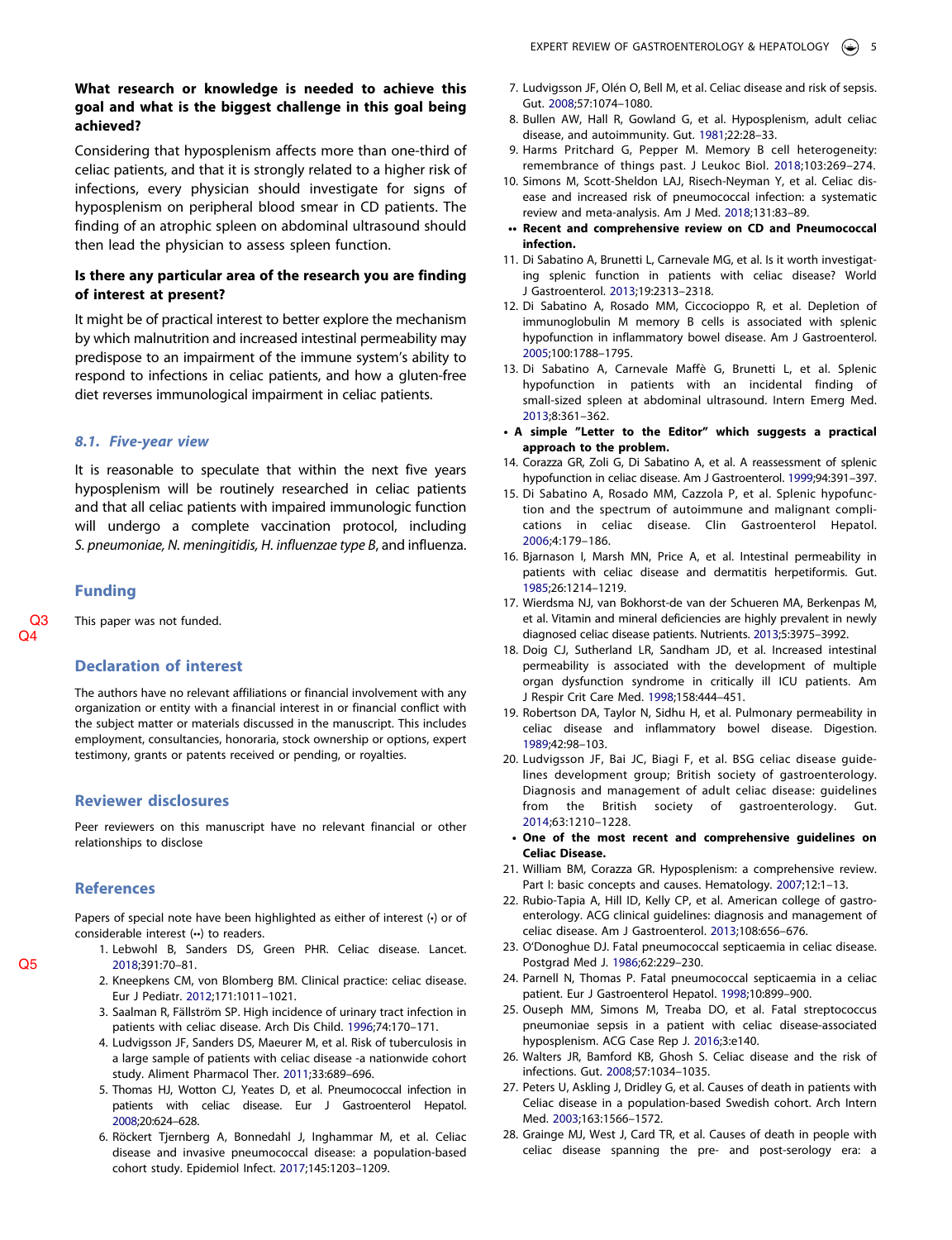**What research or knowledge is needed to achieve this goal and what is the biggest challenge in this goal being achieved?**

Considering that hyposplenism affects more than one-third of celiac patients, and that it is strongly related to a higher risk of infections, every physician should investigate for signs of hyposplenism on peripheral blood smear in CD patients. The finding of an atrophic spleen on abdominal ultrasound should then lead the physician to assess spleen function.

**Is there any particular area of the research you are finding of interest at present?**

It might be of practical interest to better explore the mechanism by which malnutrition and increased intestinal permeability may predispose to an impairment of the immune system's ability to respond to infections in celiac patients, and how a gluten-free diet reverses immunological impairment in celiac patients.

### 8.1. Five-year view

It is reasonable to speculate that within the next five years hyposplenism will be routinely researched in celiac patients and that all celiac patients with impaired immunologic function will undergo a complete vaccination protocol, including *S. pneumoniae, N. meningitidis, H. influenzae type B*, and influenza.

## Funding

This paper was not funded.

## Declaration of interest

The authors have no relevant affiliations or financial involvement with any organization or entity with a financial interest in or financial conflict with the subject matter or materials discussed in the manuscript. This includes employment, consultancies, honoraria, stock ownership or options, expert testimony, grants or patents received or pending, or royalties.

## Reviewer disclosures

Peer reviewers on this manuscript have no relevant financial or other relationships to disclose

## References

Papers of special note have been highlighted as either of interest (•) or of considerable interest (••) to readers.

1. Lebwohl B, Sanders DS, Green PHR. Celiac disease. Lancet. 2018;391:70–81.
2. Kneepkens CM, von Blomberg BM. Clinical practice: celiac disease. Eur J Pediatr. 2012;171:1011–1021.
3. Saalman R, Fällström SP. High incidence of urinary tract infection in patients with celiac disease. Arch Dis Child. 1996;74:170–171.
4. Ludvigsson JF, Sanders DS, Maeurer M, et al. Risk of tuberculosis in a large sample of patients with celiac disease -a nationwide cohort study. Aliment Pharmacol Ther. 2011;33:689–696.
5. Thomas HJ, Wotton CJ, Yeates D, et al. Pneumococcal infection in patients with celiac disease. Eur J Gastroenterol Hepatol. 2008;20:624–628.
6. Röckert Tjernberg A, Bonnedahl J, Inghammar M, et al. Celiac disease and invasive pneumococcal disease: a population-based cohort study. Epidemiol Infect. 2017;145:1203–1209.
7. Ludvigsson JF, Olén O, Bell M, et al. Celiac disease and risk of sepsis. Gut. 2008;57:1074–1080.
8. Bullen AW, Hall R, Gowland G, et al. Hyposplenism, adult celiac disease, and autoimmunity. Gut. 1981;22:28–33.
9. Harms Pritchard G, Pepper M. Memory B cell heterogeneity: remembrance of things past. J Leukoc Biol. 2018;103:269–274.
10. Simons M, Scott-Sheldon LAJ, Risech-Neyman Y, et al. Celiac disease and increased risk of pneumococcal infection: a systematic review and meta-analysis. Am J Med. 2018;131:83–89.
    - •• **Recent and comprehensive review on CD and Pneumococcal infection.**
11. Di Sabatino A, Brunetti L, Carnevale MG, et al. Is it worth investigating splenic function in patients with celiac disease? World J Gastroenterol. 2013;19:2313–2318.
12. Di Sabatino A, Rosado MM, Ciccocioppo R, et al. Depletion of immunoglobulin M memory B cells is associated with splenic hypofunction in inflammatory bowel disease. Am J Gastroenterol. 2005;100:1788–1795.
13. Di Sabatino A, Carnevale Maffè G, Brunetti L, et al. Splenic hypofunction in patients with an incidental finding of small-sized spleen at abdominal ultrasound. Intern Emerg Med. 2013;8:361–362.
    - • **A simple "Letter to the Editor" which suggests a practical approach to the problem.**
14. Corazza GR, Zoli G, Di Sabatino A, et al. A reassessment of splenic hypofunction in celiac disease. Am J Gastroenterol. 1999;94:391–397.
15. Di Sabatino A, Rosado MM, Cazzola P, et al. Splenic hypofunction and the spectrum of autoimmune and malignant complications in celiac disease. Clin Gastroenterol Hepatol. 2006;4:179–186.
16. Bjarnason I, Marsh MN, Price A, et al. Intestinal permeability in patients with celiac disease and dermatitis herpetiformis. Gut. 1985;26:1214–1219.
17. Wierdsma NJ, van Bokhorst-de van der Schueren MA, Berkenpas M, et al. Vitamin and mineral deficiencies are highly prevalent in newly diagnosed celiac disease patients. Nutrients. 2013;5:3975–3992.
18. Doig CJ, Sutherland LR, Sandham JD, et al. Increased intestinal permeability is associated with the development of multiple organ dysfunction syndrome in critically ill ICU patients. Am J Respir Crit Care Med. 1998;158:444–451.
19. Robertson DA, Taylor N, Sidhu H, et al. Pulmonary permeability in celiac disease and inflammatory bowel disease. Digestion. 1989;42:98–103.
20. Ludvigsson JF, Bai JC, Biagi F, et al. BSG celiac disease guidelines development group; British society of gastroenterology. Diagnosis and management of adult celiac disease: guidelines from the British society of gastroenterology. Gut. 2014;63:1210–1228.
    - • **One of the most recent and comprehensive guidelines on Celiac Disease.**
21. William BM, Corazza GR. Hyposplenism: a comprehensive review. Part I: basic concepts and causes. Hematology. 2007;12:1–13.
22. Rubio-Tapia A, Hill ID, Kelly CP, et al. American college of gastroenterology. ACG clinical guidelines: diagnosis and management of celiac disease. Am J Gastroenterol. 2013;108:656–676.
23. O'Donoghue DJ. Fatal pneumococcal septicaemia in celiac disease. Postgrad Med J. 1986;62:229–230.
24. Parnell N, Thomas P. Fatal pneumococcal septicaemia in a celiac patient. Eur J Gastroenterol Hepatol. 1998;10:899–900.
25. Ouseph MM, Simons M, Treaba DO, et al. Fatal streptococcus pneumoniae sepsis in a patient with celiac disease-associated hyposplenism. ACG Case Rep J. 2016;3:e140.
26. Walters JR, Bamford KB, Ghosh S. Celiac disease and the risk of infections. Gut. 2008;57:1034–1035.
27. Peters U, Askling J, Dridley G, et al. Causes of death in patients with Celiac disease in a population-based Swedish cohort. Arch Intern Med. 2003;163:1566–1572.
28. Grainge MJ, West J, Card TR, et al. Causes of death in people with celiac disease spanning the pre- and post-serology era: a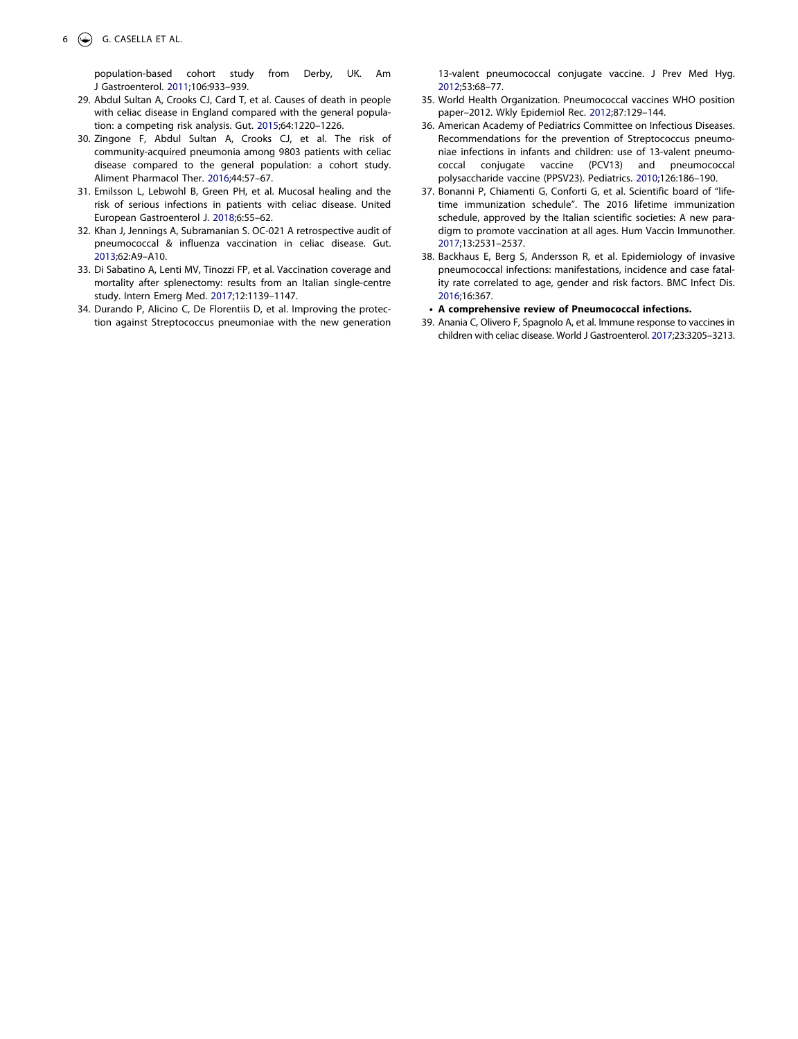population-based cohort study from Derby, UK. Am J Gastroenterol. 2011;106:933–939.

29. Abdul Sultan A, Crooks CJ, Card T, et al. Causes of death in people with celiac disease in England compared with the general population: a competing risk analysis. Gut. 2015;64:1220–1226.
30. Zingone F, Abdul Sultan A, Crooks CJ, et al. The risk of community-acquired pneumonia among 9803 patients with celiac disease compared to the general population: a cohort study. Aliment Pharmacol Ther. 2016;44:57–67.
31. Emilsson L, Lebwohl B, Green PH, et al. Mucosal healing and the risk of serious infections in patients with celiac disease. United European Gastroenterol J. 2018;6:55–62.
32. Khan J, Jennings A, Subramanian S. OC-021 A retrospective audit of pneumococcal & influenza vaccination in celiac disease. Gut. 2013;62:A9–A10.
33. Di Sabatino A, Lenti MV, Tinozzi FP, et al. Vaccination coverage and mortality after splenectomy: results from an Italian single-centre study. Intern Emerg Med. 2017;12:1139–1147.
34. Durando P, Alicino C, De Florentiis D, et al. Improving the protection against Streptococcus pneumoniae with the new generation 13-valent pneumococcal conjugate vaccine. J Prev Med Hyg. 2012;53:68–77.
35. World Health Organization. Pneumococcal vaccines WHO position paper–2012. Wkly Epidemiol Rec. 2012;87:129–144.
36. American Academy of Pediatrics Committee on Infectious Diseases. Recommendations for the prevention of Streptococcus pneumoniae infections in infants and children: use of 13-valent pneumococcal conjugate vaccine (PCV13) and pneumococcal polysaccharide vaccine (PPSV23). Pediatrics. 2010;126:186–190.
37. Bonanni P, Chiamenti G, Conforti G, et al. Scientific board of "lifetime immunization schedule". The 2016 lifetime immunization schedule, approved by the Italian scientific societies: A new paradigm to promote vaccination at all ages. Hum Vaccin Immunother. 2017;13:2531–2537.
38. Backhaus E, Berg S, Andersson R, et al. Epidemiology of invasive pneumococcal infections: manifestations, incidence and case fatality rate correlated to age, gender and risk factors. BMC Infect Dis. 2016;16:367.
    - **A comprehensive review of Pneumococcal infections.**
39. Anania C, Olivero F, Spagnolo A, et al. Immune response to vaccines in children with celiac disease. World J Gastroenterol. 2017;23:3205–3213.